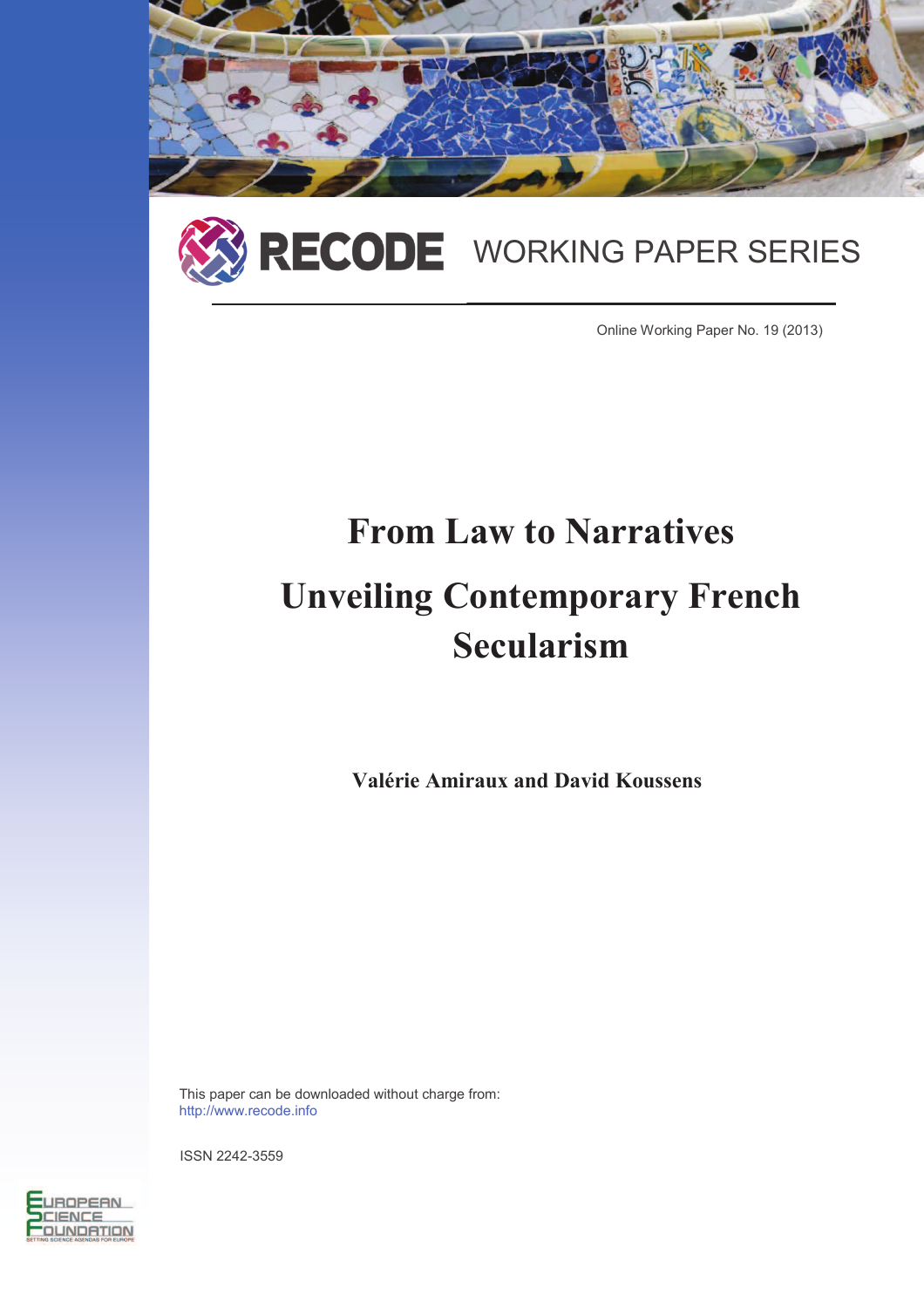RECODE WORKING PAPER SERIES

Online Working Paper No. 19 (2013)

# From Law to Narratives

# Unveiling Contemporary French Secularism

**Valérie Amiraux and David Koussens**

This paper can be downloaded without charge from:
http://www.recode.info

ISSN 2242-3559

European Science Foundation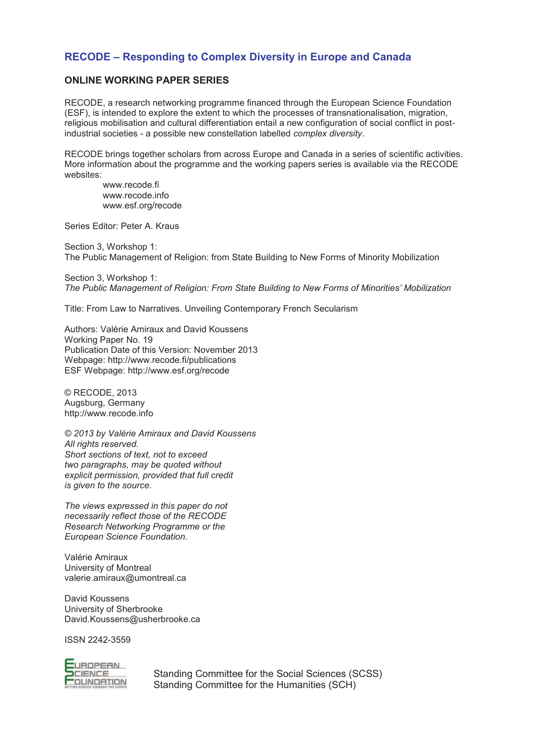## RECODE – Responding to Complex Diversity in Europe and Canada

**ONLINE WORKING PAPER SERIES**

RECODE, a research networking programme financed through the European Science Foundation (ESF), is intended to explore the extent to which the processes of transnationalisation, migration, religious mobilisation and cultural differentiation entail a new configuration of social conflict in post-industrial societies - a possible new constellation labelled *complex diversity*.

RECODE brings together scholars from across Europe and Canada in a series of scientific activities. More information about the programme and the working papers series is available via the RECODE websites:

www.recode.fi
www.recode.info
www.esf.org/recode

Series Editor: Peter A. Kraus

Section 3, Workshop 1:
The Public Management of Religion: from State Building to New Forms of Minority Mobilization

Section 3, Workshop 1:
*The Public Management of Religion: From State Building to New Forms of Minorities' Mobilization*

Title: From Law to Narratives. Unveiling Contemporary French Secularism

Authors: Valérie Amiraux and David Koussens
Working Paper No. 19
Publication Date of this Version: November 2013
Webpage: http://www.recode.fi/publications
ESF Webpage: http://www.esf.org/recode

© RECODE, 2013
Augsburg, Germany
http://www.recode.info

*© 2013 by Valérie Amiraux and David Koussens*
*All rights reserved.*
*Short sections of text, not to exceed two paragraphs, may be quoted without explicit permission, provided that full credit is given to the source.*

*The views expressed in this paper do not necessarily reflect those of the RECODE Research Networking Programme or the European Science Foundation.*

Valérie Amiraux
University of Montreal
valerie.amiraux@umontreal.ca

David Koussens
University of Sherbrooke
David.Koussens@usherbrooke.ca

ISSN 2242-3559

European Science Foundation

Standing Committee for the Social Sciences (SCSS)
Standing Committee for the Humanities (SCH)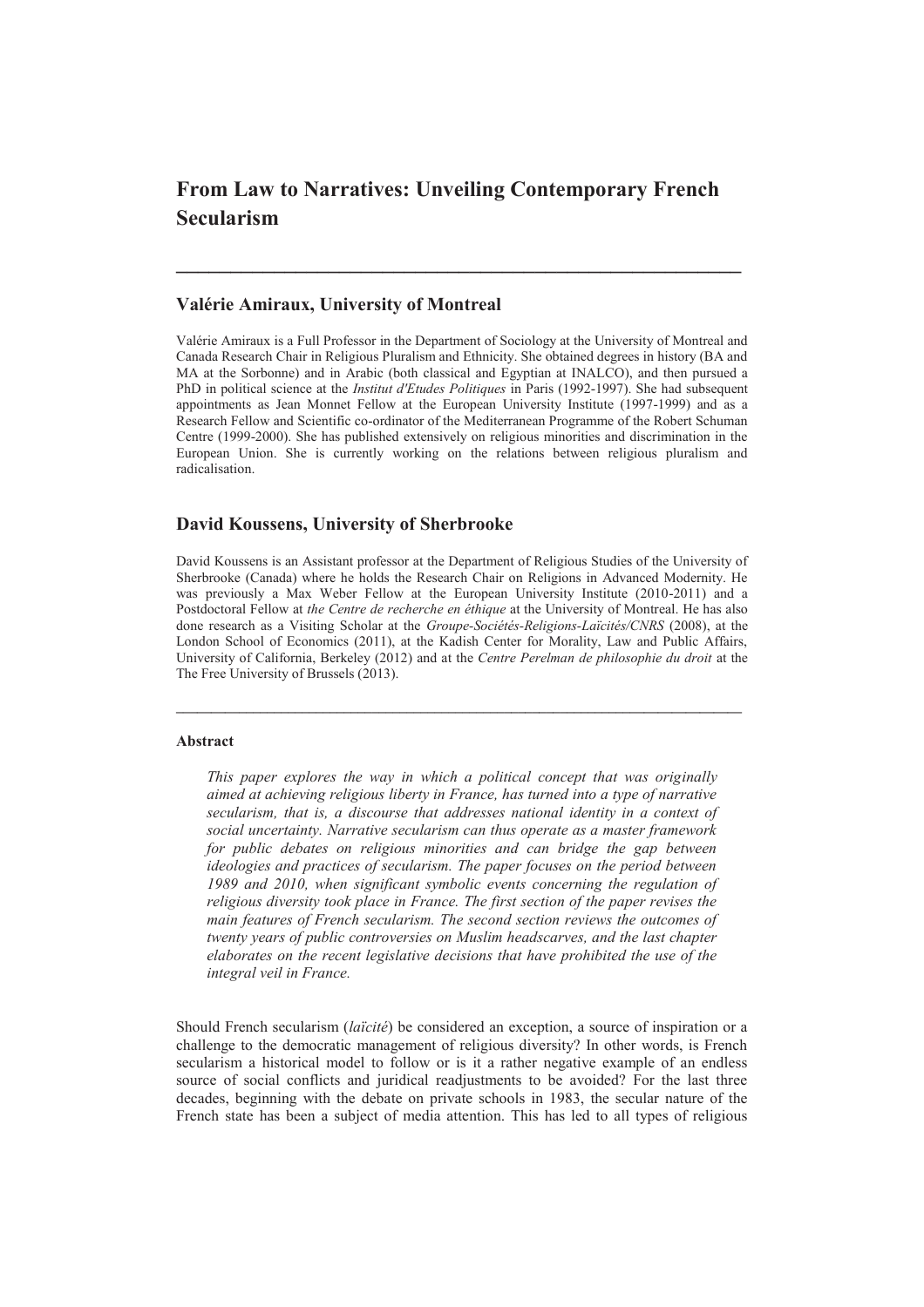# From Law to Narratives: Unveiling Contemporary French Secularism

---

## Valérie Amiraux, University of Montreal

Valérie Amiraux is a Full Professor in the Department of Sociology at the University of Montreal and Canada Research Chair in Religious Pluralism and Ethnicity. She obtained degrees in history (BA and MA at the Sorbonne) and in Arabic (both classical and Egyptian at INALCO), and then pursued a PhD in political science at the *Institut d'Etudes Politiques* in Paris (1992-1997). She had subsequent appointments as Jean Monnet Fellow at the European University Institute (1997-1999) and as a Research Fellow and Scientific co-ordinator of the Mediterranean Programme of the Robert Schuman Centre (1999-2000). She has published extensively on religious minorities and discrimination in the European Union. She is currently working on the relations between religious pluralism and radicalisation.

## David Koussens, University of Sherbrooke

David Koussens is an Assistant professor at the Department of Religious Studies of the University of Sherbrooke (Canada) where he holds the Research Chair on Religions in Advanced Modernity. He was previously a Max Weber Fellow at the European University Institute (2010-2011) and a Postdoctoral Fellow at *the Centre de recherche en éthique* at the University of Montreal. He has also done research as a Visiting Scholar at the *Groupe-Sociétés-Religions-Laïcités/CNRS* (2008), at the London School of Economics (2011), at the Kadish Center for Morality, Law and Public Affairs, University of California, Berkeley (2012) and at the *Centre Perelman de philosophie du droit* at the The Free University of Brussels (2013).

---

#### Abstract

> *This paper explores the way in which a political concept that was originally aimed at achieving religious liberty in France, has turned into a type of narrative secularism, that is, a discourse that addresses national identity in a context of social uncertainty. Narrative secularism can thus operate as a master framework for public debates on religious minorities and can bridge the gap between ideologies and practices of secularism. The paper focuses on the period between 1989 and 2010, when significant symbolic events concerning the regulation of religious diversity took place in France. The first section of the paper revises the main features of French secularism. The second section reviews the outcomes of twenty years of public controversies on Muslim headscarves, and the last chapter elaborates on the recent legislative decisions that have prohibited the use of the integral veil in France.*

Should French secularism (*laïcité*) be considered an exception, a source of inspiration or a challenge to the democratic management of religious diversity? In other words, is French secularism a historical model to follow or is it a rather negative example of an endless source of social conflicts and juridical readjustments to be avoided? For the last three decades, beginning with the debate on private schools in 1983, the secular nature of the French state has been a subject of media attention. This has led to all types of religious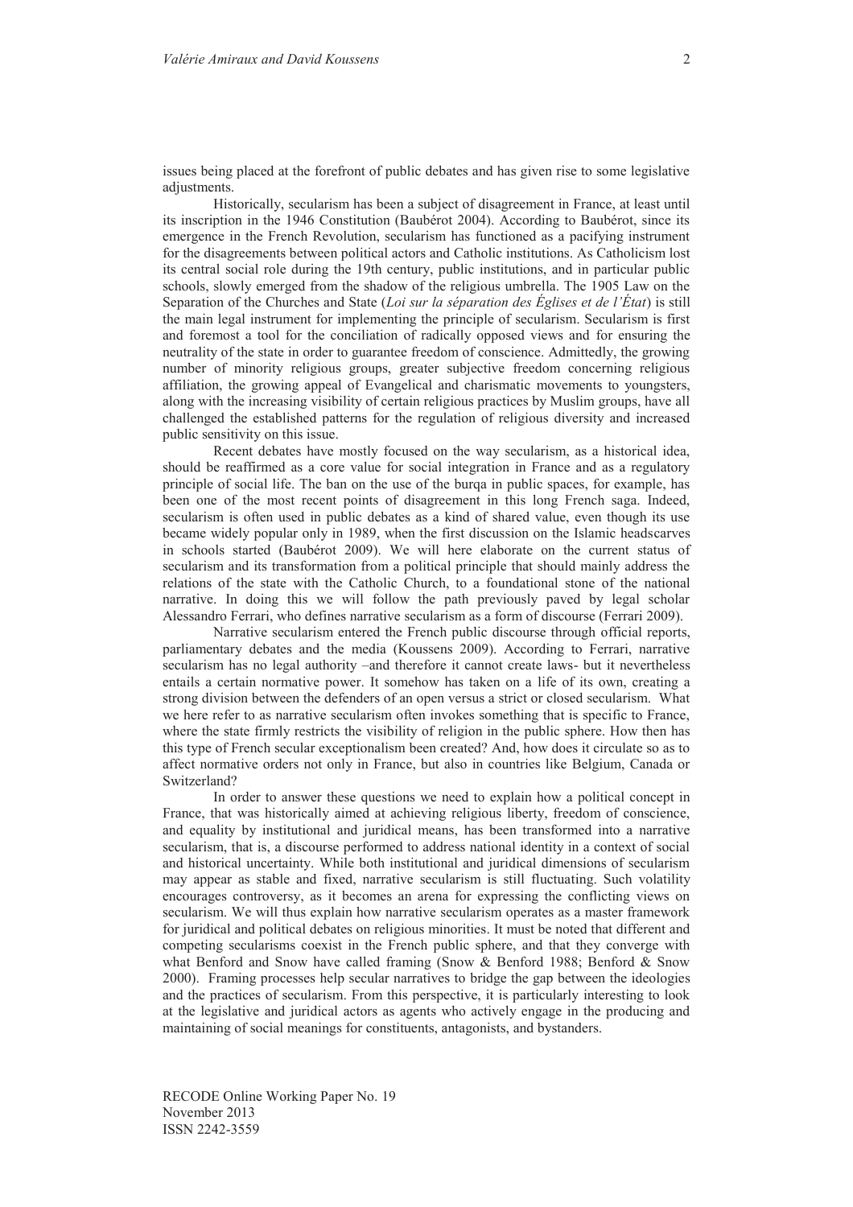issues being placed at the forefront of public debates and has given rise to some legislative adjustments.

Historically, secularism has been a subject of disagreement in France, at least until its inscription in the 1946 Constitution (Baubérot 2004). According to Baubérot, since its emergence in the French Revolution, secularism has functioned as a pacifying instrument for the disagreements between political actors and Catholic institutions. As Catholicism lost its central social role during the 19th century, public institutions, and in particular public schools, slowly emerged from the shadow of the religious umbrella. The 1905 Law on the Separation of the Churches and State (*Loi sur la séparation des Églises et de l'État*) is still the main legal instrument for implementing the principle of secularism. Secularism is first and foremost a tool for the conciliation of radically opposed views and for ensuring the neutrality of the state in order to guarantee freedom of conscience. Admittedly, the growing number of minority religious groups, greater subjective freedom concerning religious affiliation, the growing appeal of Evangelical and charismatic movements to youngsters, along with the increasing visibility of certain religious practices by Muslim groups, have all challenged the established patterns for the regulation of religious diversity and increased public sensitivity on this issue.

Recent debates have mostly focused on the way secularism, as a historical idea, should be reaffirmed as a core value for social integration in France and as a regulatory principle of social life. The ban on the use of the burqa in public spaces, for example, has been one of the most recent points of disagreement in this long French saga. Indeed, secularism is often used in public debates as a kind of shared value, even though its use became widely popular only in 1989, when the first discussion on the Islamic headscarves in schools started (Baubérot 2009). We will here elaborate on the current status of secularism and its transformation from a political principle that should mainly address the relations of the state with the Catholic Church, to a foundational stone of the national narrative. In doing this we will follow the path previously paved by legal scholar Alessandro Ferrari, who defines narrative secularism as a form of discourse (Ferrari 2009).

Narrative secularism entered the French public discourse through official reports, parliamentary debates and the media (Koussens 2009). According to Ferrari, narrative secularism has no legal authority –and therefore it cannot create laws- but it nevertheless entails a certain normative power. It somehow has taken on a life of its own, creating a strong division between the defenders of an open versus a strict or closed secularism. What we here refer to as narrative secularism often invokes something that is specific to France, where the state firmly restricts the visibility of religion in the public sphere. How then has this type of French secular exceptionalism been created? And, how does it circulate so as to affect normative orders not only in France, but also in countries like Belgium, Canada or Switzerland?

In order to answer these questions we need to explain how a political concept in France, that was historically aimed at achieving religious liberty, freedom of conscience, and equality by institutional and juridical means, has been transformed into a narrative secularism, that is, a discourse performed to address national identity in a context of social and historical uncertainty. While both institutional and juridical dimensions of secularism may appear as stable and fixed, narrative secularism is still fluctuating. Such volatility encourages controversy, as it becomes an arena for expressing the conflicting views on secularism. We will thus explain how narrative secularism operates as a master framework for juridical and political debates on religious minorities. It must be noted that different and competing secularisms coexist in the French public sphere, and that they converge with what Benford and Snow have called framing (Snow & Benford 1988; Benford & Snow 2000). Framing processes help secular narratives to bridge the gap between the ideologies and the practices of secularism. From this perspective, it is particularly interesting to look at the legislative and juridical actors as agents who actively engage in the producing and maintaining of social meanings for constituents, antagonists, and bystanders.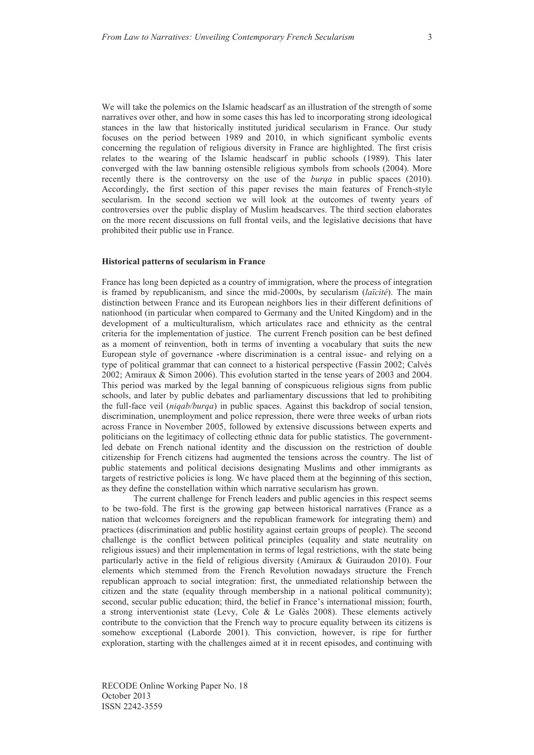We will take the polemics on the Islamic headscarf as an illustration of the strength of some narratives over other, and how in some cases this has led to incorporating strong ideological stances in the law that historically instituted juridical secularism in France. Our study focuses on the period between 1989 and 2010, in which significant symbolic events concerning the regulation of religious diversity in France are highlighted. The first crisis relates to the wearing of the Islamic headscarf in public schools (1989). This later converged with the law banning ostensible religious symbols from schools (2004). More recently there is the controversy on the use of the *burqa* in public spaces (2010). Accordingly, the first section of this paper revises the main features of French-style secularism. In the second section we will look at the outcomes of twenty years of controversies over the public display of Muslim headscarves. The third section elaborates on the more recent discussions on full frontal veils, and the legislative decisions that have prohibited their public use in France.

### Historical patterns of secularism in France

France has long been depicted as a country of immigration, where the process of integration is framed by republicanism, and since the mid-2000s, by secularism (*laïcité*). The main distinction between France and its European neighbors lies in their different definitions of nationhood (in particular when compared to Germany and the United Kingdom) and in the development of a multiculturalism, which articulates race and ethnicity as the central criteria for the implementation of justice. The current French position can be best defined as a moment of reinvention, both in terms of inventing a vocabulary that suits the new European style of governance -where discrimination is a central issue- and relying on a type of political grammar that can connect to a historical perspective (Fassin 2002; Calvès 2002; Amiraux & Simon 2006). This evolution started in the tense years of 2003 and 2004. This period was marked by the legal banning of conspicuous religious signs from public schools, and later by public debates and parliamentary discussions that led to prohibiting the full-face veil (*niqab/burqa*) in public spaces. Against this backdrop of social tension, discrimination, unemployment and police repression, there were three weeks of urban riots across France in November 2005, followed by extensive discussions between experts and politicians on the legitimacy of collecting ethnic data for public statistics. The government-led debate on French national identity and the discussion on the restriction of double citizenship for French citizens had augmented the tensions across the country. The list of public statements and political decisions designating Muslims and other immigrants as targets of restrictive policies is long. We have placed them at the beginning of this section, as they define the constellation within which narrative secularism has grown.

The current challenge for French leaders and public agencies in this respect seems to be two-fold. The first is the growing gap between historical narratives (France as a nation that welcomes foreigners and the republican framework for integrating them) and practices (discrimination and public hostility against certain groups of people). The second challenge is the conflict between political principles (equality and state neutrality on religious issues) and their implementation in terms of legal restrictions, with the state being particularly active in the field of religious diversity (Amiraux & Guiraudon 2010). Four elements which stemmed from the French Revolution nowadays structure the French republican approach to social integration: first, the unmediated relationship between the citizen and the state (equality through membership in a national political community); second, secular public education; third, the belief in France's international mission; fourth, a strong interventionist state (Levy, Cole & Le Galès 2008). These elements actively contribute to the conviction that the French way to procure equality between its citizens is somehow exceptional (Laborde 2001). This conviction, however, is ripe for further exploration, starting with the challenges aimed at it in recent episodes, and continuing with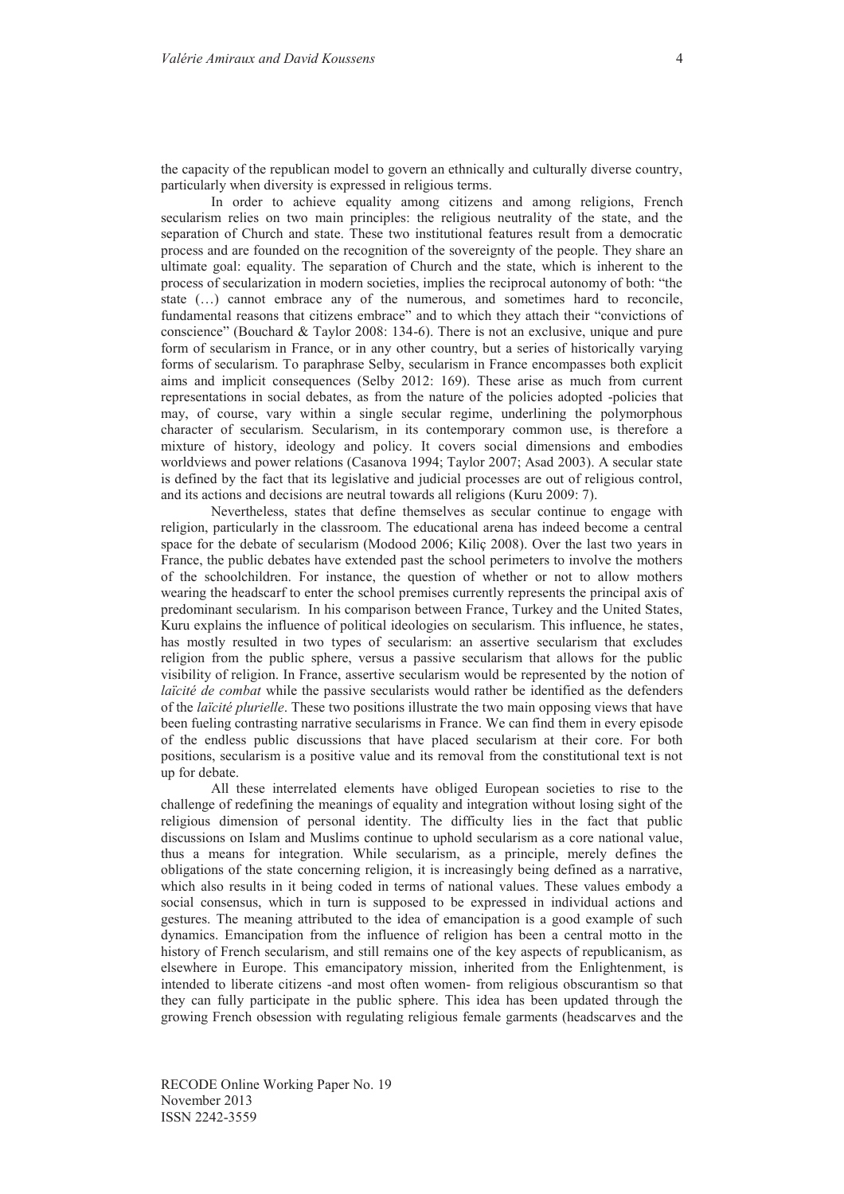the capacity of the republican model to govern an ethnically and culturally diverse country, particularly when diversity is expressed in religious terms.

In order to achieve equality among citizens and among religions, French secularism relies on two main principles: the religious neutrality of the state, and the separation of Church and state. These two institutional features result from a democratic process and are founded on the recognition of the sovereignty of the people. They share an ultimate goal: equality. The separation of Church and the state, which is inherent to the process of secularization in modern societies, implies the reciprocal autonomy of both: "the state (…) cannot embrace any of the numerous, and sometimes hard to reconcile, fundamental reasons that citizens embrace" and to which they attach their "convictions of conscience" (Bouchard & Taylor 2008: 134-6). There is not an exclusive, unique and pure form of secularism in France, or in any other country, but a series of historically varying forms of secularism. To paraphrase Selby, secularism in France encompasses both explicit aims and implicit consequences (Selby 2012: 169). These arise as much from current representations in social debates, as from the nature of the policies adopted -policies that may, of course, vary within a single secular regime, underlining the polymorphous character of secularism. Secularism, in its contemporary common use, is therefore a mixture of history, ideology and policy. It covers social dimensions and embodies worldviews and power relations (Casanova 1994; Taylor 2007; Asad 2003). A secular state is defined by the fact that its legislative and judicial processes are out of religious control, and its actions and decisions are neutral towards all religions (Kuru 2009: 7).

Nevertheless, states that define themselves as secular continue to engage with religion, particularly in the classroom. The educational arena has indeed become a central space for the debate of secularism (Modood 2006; Kiliç 2008). Over the last two years in France, the public debates have extended past the school perimeters to involve the mothers of the schoolchildren. For instance, the question of whether or not to allow mothers wearing the headscarf to enter the school premises currently represents the principal axis of predominant secularism. In his comparison between France, Turkey and the United States, Kuru explains the influence of political ideologies on secularism. This influence, he states, has mostly resulted in two types of secularism: an assertive secularism that excludes religion from the public sphere, versus a passive secularism that allows for the public visibility of religion. In France, assertive secularism would be represented by the notion of *laïcité de combat* while the passive secularists would rather be identified as the defenders of the *laïcité plurielle*. These two positions illustrate the two main opposing views that have been fueling contrasting narrative secularisms in France. We can find them in every episode of the endless public discussions that have placed secularism at their core. For both positions, secularism is a positive value and its removal from the constitutional text is not up for debate.

All these interrelated elements have obliged European societies to rise to the challenge of redefining the meanings of equality and integration without losing sight of the religious dimension of personal identity. The difficulty lies in the fact that public discussions on Islam and Muslims continue to uphold secularism as a core national value, thus a means for integration. While secularism, as a principle, merely defines the obligations of the state concerning religion, it is increasingly being defined as a narrative, which also results in it being coded in terms of national values. These values embody a social consensus, which in turn is supposed to be expressed in individual actions and gestures. The meaning attributed to the idea of emancipation is a good example of such dynamics. Emancipation from the influence of religion has been a central motto in the history of French secularism, and still remains one of the key aspects of republicanism, as elsewhere in Europe. This emancipatory mission, inherited from the Enlightenment, is intended to liberate citizens -and most often women- from religious obscurantism so that they can fully participate in the public sphere. This idea has been updated through the growing French obsession with regulating religious female garments (headscarves and the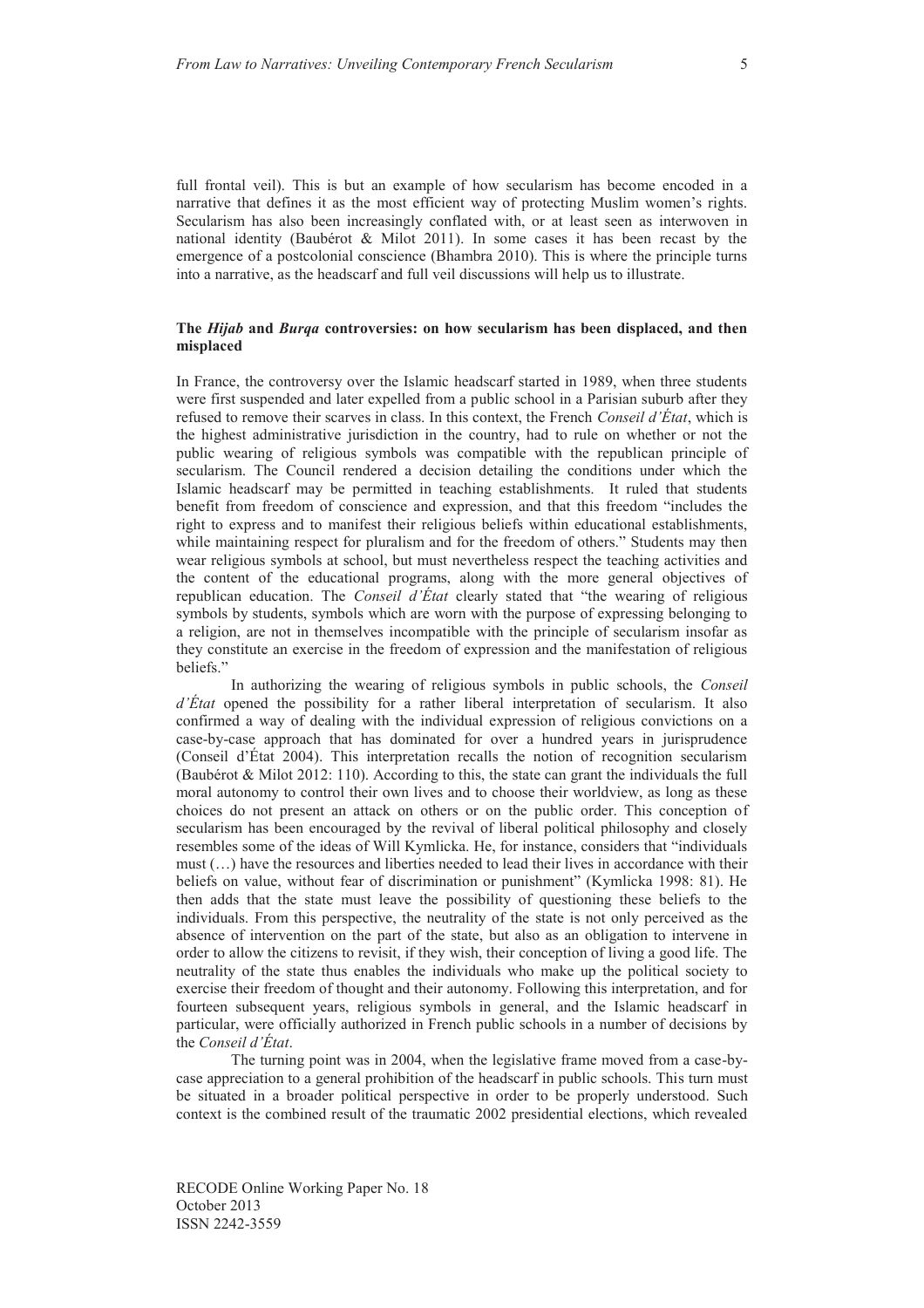full frontal veil). This is but an example of how secularism has become encoded in a narrative that defines it as the most efficient way of protecting Muslim women's rights. Secularism has also been increasingly conflated with, or at least seen as interwoven in national identity (Baubérot & Milot 2011). In some cases it has been recast by the emergence of a postcolonial conscience (Bhambra 2010). This is where the principle turns into a narrative, as the headscarf and full veil discussions will help us to illustrate.

### The *Hijab* and *Burqa* controversies: on how secularism has been displaced, and then misplaced

In France, the controversy over the Islamic headscarf started in 1989, when three students were first suspended and later expelled from a public school in a Parisian suburb after they refused to remove their scarves in class. In this context, the French *Conseil d'État*, which is the highest administrative jurisdiction in the country, had to rule on whether or not the public wearing of religious symbols was compatible with the republican principle of secularism. The Council rendered a decision detailing the conditions under which the Islamic headscarf may be permitted in teaching establishments. It ruled that students benefit from freedom of conscience and expression, and that this freedom "includes the right to express and to manifest their religious beliefs within educational establishments, while maintaining respect for pluralism and for the freedom of others." Students may then wear religious symbols at school, but must nevertheless respect the teaching activities and the content of the educational programs, along with the more general objectives of republican education. The *Conseil d'État* clearly stated that "the wearing of religious symbols by students, symbols which are worn with the purpose of expressing belonging to a religion, are not in themselves incompatible with the principle of secularism insofar as they constitute an exercise in the freedom of expression and the manifestation of religious beliefs."

In authorizing the wearing of religious symbols in public schools, the *Conseil d'État* opened the possibility for a rather liberal interpretation of secularism. It also confirmed a way of dealing with the individual expression of religious convictions on a case-by-case approach that has dominated for over a hundred years in jurisprudence (Conseil d'État 2004). This interpretation recalls the notion of recognition secularism (Baubérot & Milot 2012: 110). According to this, the state can grant the individuals the full moral autonomy to control their own lives and to choose their worldview, as long as these choices do not present an attack on others or on the public order. This conception of secularism has been encouraged by the revival of liberal political philosophy and closely resembles some of the ideas of Will Kymlicka. He, for instance, considers that "individuals must (…) have the resources and liberties needed to lead their lives in accordance with their beliefs on value, without fear of discrimination or punishment" (Kymlicka 1998: 81). He then adds that the state must leave the possibility of questioning these beliefs to the individuals. From this perspective, the neutrality of the state is not only perceived as the absence of intervention on the part of the state, but also as an obligation to intervene in order to allow the citizens to revisit, if they wish, their conception of living a good life. The neutrality of the state thus enables the individuals who make up the political society to exercise their freedom of thought and their autonomy. Following this interpretation, and for fourteen subsequent years, religious symbols in general, and the Islamic headscarf in particular, were officially authorized in French public schools in a number of decisions by the *Conseil d'État*.

The turning point was in 2004, when the legislative frame moved from a case-by-case appreciation to a general prohibition of the headscarf in public schools. This turn must be situated in a broader political perspective in order to be properly understood. Such context is the combined result of the traumatic 2002 presidential elections, which revealed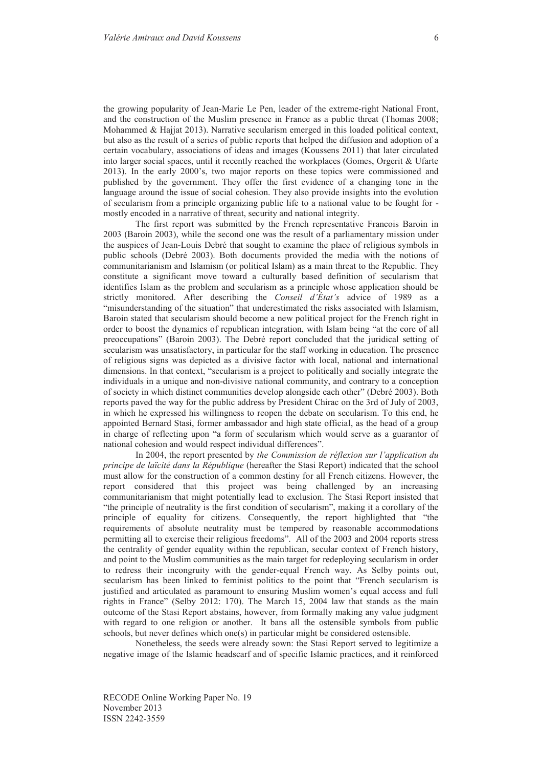the growing popularity of Jean-Marie Le Pen, leader of the extreme-right National Front, and the construction of the Muslim presence in France as a public threat (Thomas 2008; Mohammed & Hajjat 2013). Narrative secularism emerged in this loaded political context, but also as the result of a series of public reports that helped the diffusion and adoption of a certain vocabulary, associations of ideas and images (Koussens 2011) that later circulated into larger social spaces, until it recently reached the workplaces (Gomes, Orgerit & Ufarte 2013). In the early 2000's, two major reports on these topics were commissioned and published by the government. They offer the first evidence of a changing tone in the language around the issue of social cohesion. They also provide insights into the evolution of secularism from a principle organizing public life to a national value to be fought for - mostly encoded in a narrative of threat, security and national integrity.

The first report was submitted by the French representative Francois Baroin in 2003 (Baroin 2003), while the second one was the result of a parliamentary mission under the auspices of Jean-Louis Debré that sought to examine the place of religious symbols in public schools (Debré 2003). Both documents provided the media with the notions of communitarianism and Islamism (or political Islam) as a main threat to the Republic. They constitute a significant move toward a culturally based definition of secularism that identifies Islam as the problem and secularism as a principle whose application should be strictly monitored. After describing the *Conseil d'État's* advice of 1989 as a "misunderstanding of the situation" that underestimated the risks associated with Islamism, Baroin stated that secularism should become a new political project for the French right in order to boost the dynamics of republican integration, with Islam being "at the core of all preoccupations" (Baroin 2003). The Debré report concluded that the juridical setting of secularism was unsatisfactory, in particular for the staff working in education. The presence of religious signs was depicted as a divisive factor with local, national and international dimensions. In that context, "secularism is a project to politically and socially integrate the individuals in a unique and non-divisive national community, and contrary to a conception of society in which distinct communities develop alongside each other" (Debré 2003). Both reports paved the way for the public address by President Chirac on the 3rd of July of 2003, in which he expressed his willingness to reopen the debate on secularism. To this end, he appointed Bernard Stasi, former ambassador and high state official, as the head of a group in charge of reflecting upon "a form of secularism which would serve as a guarantor of national cohesion and would respect individual differences".

In 2004, the report presented by *the Commission de réflexion sur l'application du principe de laïcité dans la République* (hereafter the Stasi Report) indicated that the school must allow for the construction of a common destiny for all French citizens. However, the report considered that this project was being challenged by an increasing communitarianism that might potentially lead to exclusion. The Stasi Report insisted that "the principle of neutrality is the first condition of secularism", making it a corollary of the principle of equality for citizens. Consequently, the report highlighted that "the requirements of absolute neutrality must be tempered by reasonable accommodations permitting all to exercise their religious freedoms". All of the 2003 and 2004 reports stress the centrality of gender equality within the republican, secular context of French history, and point to the Muslim communities as the main target for redeploying secularism in order to redress their incongruity with the gender-equal French way. As Selby points out, secularism has been linked to feminist politics to the point that "French secularism is justified and articulated as paramount to ensuring Muslim women's equal access and full rights in France" (Selby 2012: 170). The March 15, 2004 law that stands as the main outcome of the Stasi Report abstains, however, from formally making any value judgment with regard to one religion or another. It bans all the ostensible symbols from public schools, but never defines which one(s) in particular might be considered ostensible.

Nonetheless, the seeds were already sown: the Stasi Report served to legitimize a negative image of the Islamic headscarf and of specific Islamic practices, and it reinforced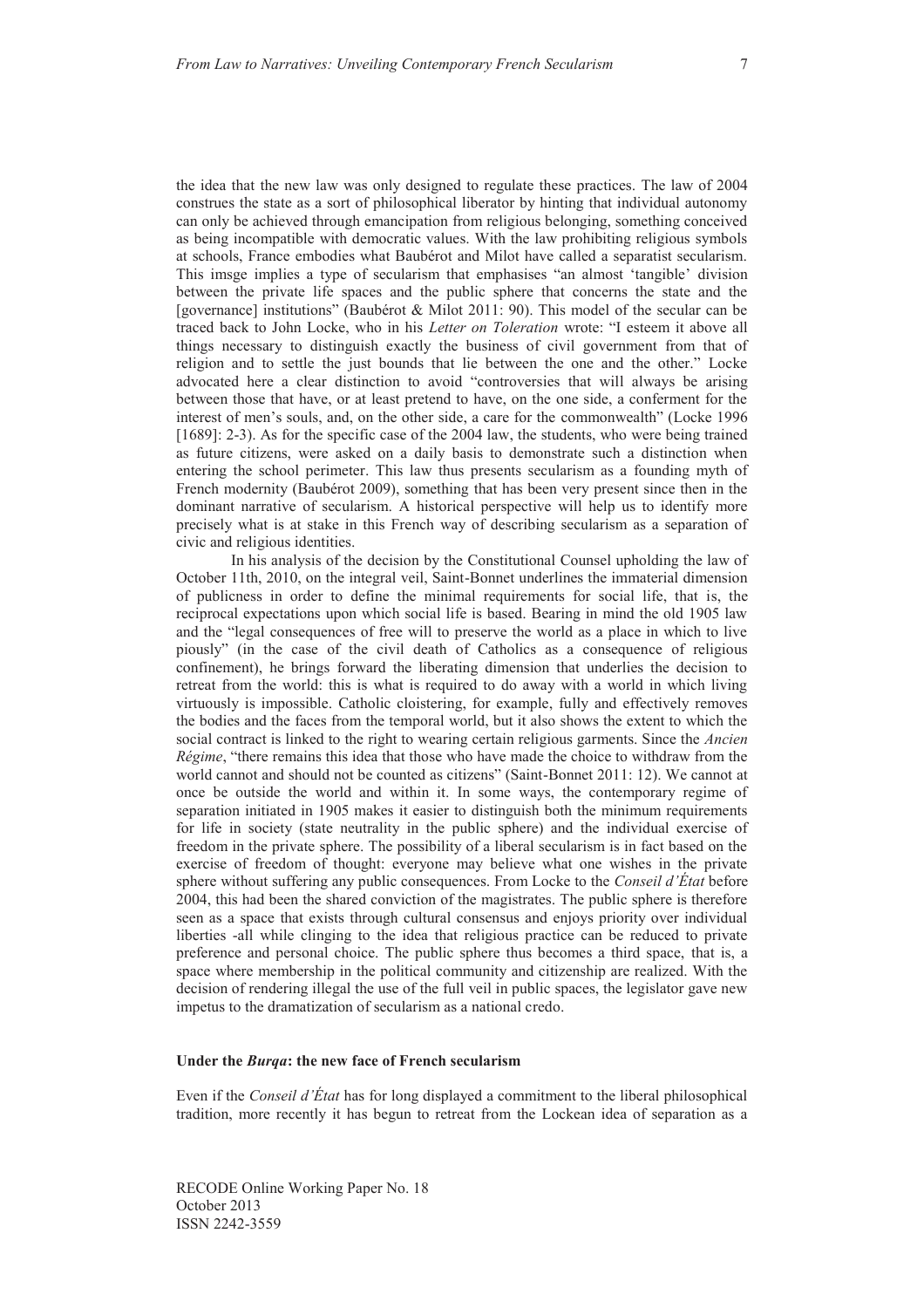the idea that the new law was only designed to regulate these practices. The law of 2004 construes the state as a sort of philosophical liberator by hinting that individual autonomy can only be achieved through emancipation from religious belonging, something conceived as being incompatible with democratic values. With the law prohibiting religious symbols at schools, France embodies what Baubérot and Milot have called a separatist secularism. This imsge implies a type of secularism that emphasises "an almost 'tangible' division between the private life spaces and the public sphere that concerns the state and the [governance] institutions" (Baubérot & Milot 2011: 90). This model of the secular can be traced back to John Locke, who in his *Letter on Toleration* wrote: "I esteem it above all things necessary to distinguish exactly the business of civil government from that of religion and to settle the just bounds that lie between the one and the other." Locke advocated here a clear distinction to avoid "controversies that will always be arising between those that have, or at least pretend to have, on the one side, a conferment for the interest of men's souls, and, on the other side, a care for the commonwealth" (Locke 1996 [1689]: 2-3). As for the specific case of the 2004 law, the students, who were being trained as future citizens, were asked on a daily basis to demonstrate such a distinction when entering the school perimeter. This law thus presents secularism as a founding myth of French modernity (Baubérot 2009), something that has been very present since then in the dominant narrative of secularism. A historical perspective will help us to identify more precisely what is at stake in this French way of describing secularism as a separation of civic and religious identities.

In his analysis of the decision by the Constitutional Counsel upholding the law of October 11th, 2010, on the integral veil, Saint-Bonnet underlines the immaterial dimension of publicness in order to define the minimal requirements for social life, that is, the reciprocal expectations upon which social life is based. Bearing in mind the old 1905 law and the "legal consequences of free will to preserve the world as a place in which to live piously" (in the case of the civil death of Catholics as a consequence of religious confinement), he brings forward the liberating dimension that underlies the decision to retreat from the world: this is what is required to do away with a world in which living virtuously is impossible. Catholic cloistering, for example, fully and effectively removes the bodies and the faces from the temporal world, but it also shows the extent to which the social contract is linked to the right to wearing certain religious garments. Since the *Ancien Régime*, "there remains this idea that those who have made the choice to withdraw from the world cannot and should not be counted as citizens" (Saint-Bonnet 2011: 12). We cannot at once be outside the world and within it. In some ways, the contemporary regime of separation initiated in 1905 makes it easier to distinguish both the minimum requirements for life in society (state neutrality in the public sphere) and the individual exercise of freedom in the private sphere. The possibility of a liberal secularism is in fact based on the exercise of freedom of thought: everyone may believe what one wishes in the private sphere without suffering any public consequences. From Locke to the *Conseil d'État* before 2004, this had been the shared conviction of the magistrates. The public sphere is therefore seen as a space that exists through cultural consensus and enjoys priority over individual liberties -all while clinging to the idea that religious practice can be reduced to private preference and personal choice. The public sphere thus becomes a third space, that is, a space where membership in the political community and citizenship are realized. With the decision of rendering illegal the use of the full veil in public spaces, the legislator gave new impetus to the dramatization of secularism as a national credo.

## Under the *Burqa*: the new face of French secularism

Even if the *Conseil d'État* has for long displayed a commitment to the liberal philosophical tradition, more recently it has begun to retreat from the Lockean idea of separation as a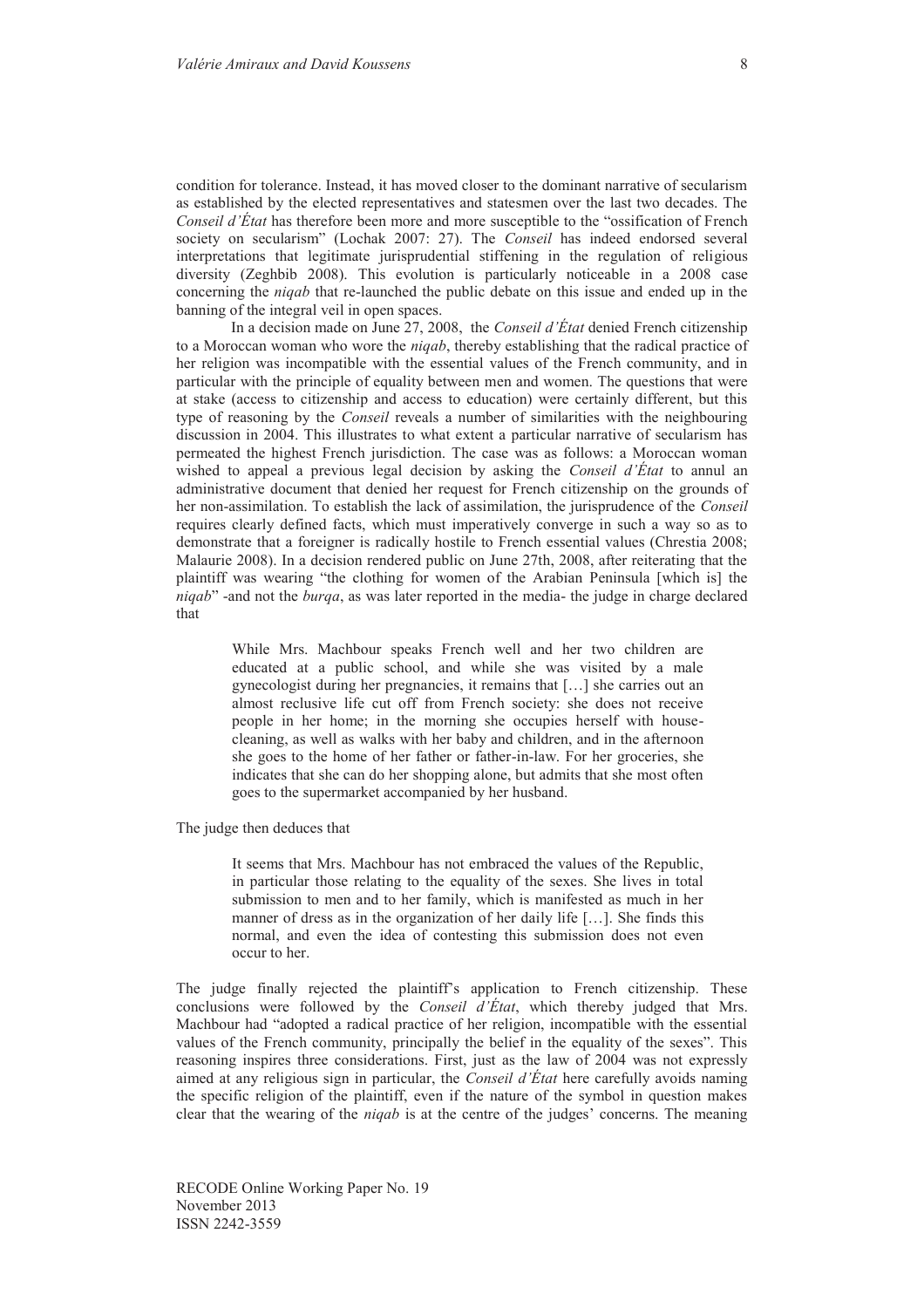condition for tolerance. Instead, it has moved closer to the dominant narrative of secularism as established by the elected representatives and statesmen over the last two decades. The *Conseil d'État* has therefore been more and more susceptible to the "ossification of French society on secularism" (Lochak 2007: 27). The *Conseil* has indeed endorsed several interpretations that legitimate jurisprudential stiffening in the regulation of religious diversity (Zeghbib 2008). This evolution is particularly noticeable in a 2008 case concerning the *niqab* that re-launched the public debate on this issue and ended up in the banning of the integral veil in open spaces.

In a decision made on June 27, 2008, the *Conseil d'État* denied French citizenship to a Moroccan woman who wore the *niqab*, thereby establishing that the radical practice of her religion was incompatible with the essential values of the French community, and in particular with the principle of equality between men and women. The questions that were at stake (access to citizenship and access to education) were certainly different, but this type of reasoning by the *Conseil* reveals a number of similarities with the neighbouring discussion in 2004. This illustrates to what extent a particular narrative of secularism has permeated the highest French jurisdiction. The case was as follows: a Moroccan woman wished to appeal a previous legal decision by asking the *Conseil d'État* to annul an administrative document that denied her request for French citizenship on the grounds of her non-assimilation. To establish the lack of assimilation, the jurisprudence of the *Conseil* requires clearly defined facts, which must imperatively converge in such a way so as to demonstrate that a foreigner is radically hostile to French essential values (Chrestia 2008; Malaurie 2008). In a decision rendered public on June 27th, 2008, after reiterating that the plaintiff was wearing "the clothing for women of the Arabian Peninsula [which is] the *niqab*" -and not the *burqa*, as was later reported in the media- the judge in charge declared that

> While Mrs. Machbour speaks French well and her two children are educated at a public school, and while she was visited by a male gynecologist during her pregnancies, it remains that […] she carries out an almost reclusive life cut off from French society: she does not receive people in her home; in the morning she occupies herself with house-cleaning, as well as walks with her baby and children, and in the afternoon she goes to the home of her father or father-in-law. For her groceries, she indicates that she can do her shopping alone, but admits that she most often goes to the supermarket accompanied by her husband.

The judge then deduces that

> It seems that Mrs. Machbour has not embraced the values of the Republic, in particular those relating to the equality of the sexes. She lives in total submission to men and to her family, which is manifested as much in her manner of dress as in the organization of her daily life […]. She finds this normal, and even the idea of contesting this submission does not even occur to her.

The judge finally rejected the plaintiff's application to French citizenship. These conclusions were followed by the *Conseil d'État*, which thereby judged that Mrs. Machbour had "adopted a radical practice of her religion, incompatible with the essential values of the French community, principally the belief in the equality of the sexes". This reasoning inspires three considerations. First, just as the law of 2004 was not expressly aimed at any religious sign in particular, the *Conseil d'État* here carefully avoids naming the specific religion of the plaintiff, even if the nature of the symbol in question makes clear that the wearing of the *niqab* is at the centre of the judges' concerns. The meaning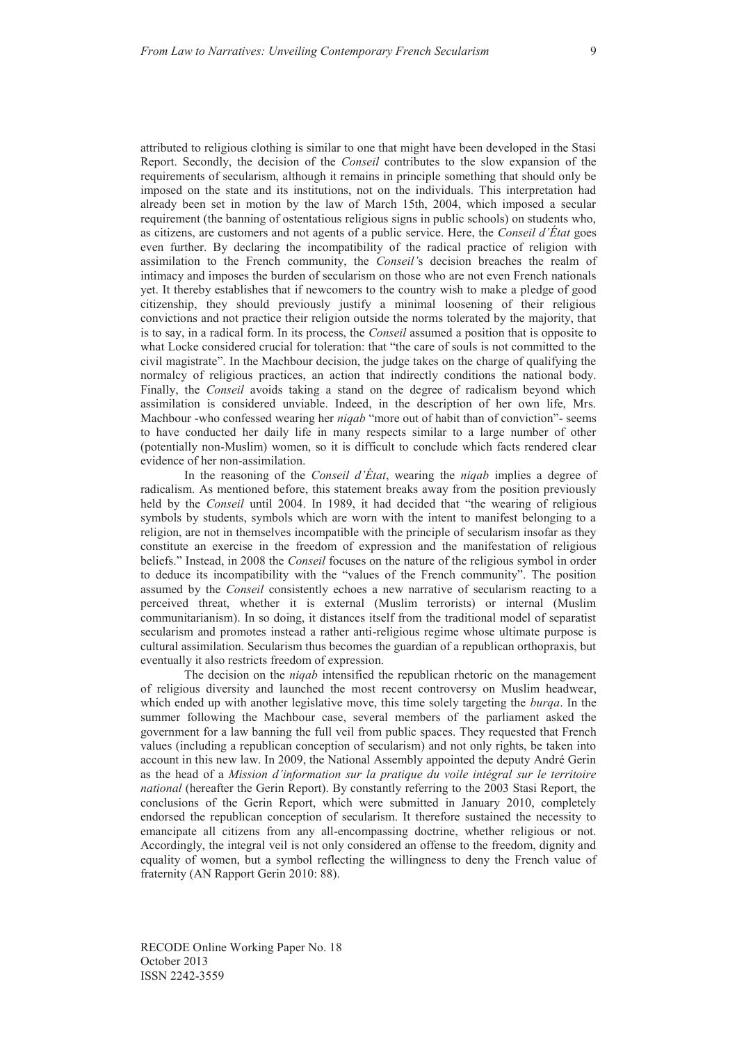attributed to religious clothing is similar to one that might have been developed in the Stasi Report. Secondly, the decision of the *Conseil* contributes to the slow expansion of the requirements of secularism, although it remains in principle something that should only be imposed on the state and its institutions, not on the individuals. This interpretation had already been set in motion by the law of March 15th, 2004, which imposed a secular requirement (the banning of ostentatious religious signs in public schools) on students who, as citizens, are customers and not agents of a public service. Here, the *Conseil d'État* goes even further. By declaring the incompatibility of the radical practice of religion with assimilation to the French community, the *Conseil'*s decision breaches the realm of intimacy and imposes the burden of secularism on those who are not even French nationals yet. It thereby establishes that if newcomers to the country wish to make a pledge of good citizenship, they should previously justify a minimal loosening of their religious convictions and not practice their religion outside the norms tolerated by the majority, that is to say, in a radical form. In its process, the *Conseil* assumed a position that is opposite to what Locke considered crucial for toleration: that "the care of souls is not committed to the civil magistrate". In the Machbour decision, the judge takes on the charge of qualifying the normalcy of religious practices, an action that indirectly conditions the national body. Finally, the *Conseil* avoids taking a stand on the degree of radicalism beyond which assimilation is considered unviable. Indeed, in the description of her own life, Mrs. Machbour -who confessed wearing her *niqab* "more out of habit than of conviction"- seems to have conducted her daily life in many respects similar to a large number of other (potentially non-Muslim) women, so it is difficult to conclude which facts rendered clear evidence of her non-assimilation.

In the reasoning of the *Conseil d'État*, wearing the *niqab* implies a degree of radicalism. As mentioned before, this statement breaks away from the position previously held by the *Conseil* until 2004. In 1989, it had decided that "the wearing of religious symbols by students, symbols which are worn with the intent to manifest belonging to a religion, are not in themselves incompatible with the principle of secularism insofar as they constitute an exercise in the freedom of expression and the manifestation of religious beliefs." Instead, in 2008 the *Conseil* focuses on the nature of the religious symbol in order to deduce its incompatibility with the "values of the French community". The position assumed by the *Conseil* consistently echoes a new narrative of secularism reacting to a perceived threat, whether it is external (Muslim terrorists) or internal (Muslim communitarianism). In so doing, it distances itself from the traditional model of separatist secularism and promotes instead a rather anti-religious regime whose ultimate purpose is cultural assimilation. Secularism thus becomes the guardian of a republican orthopraxis, but eventually it also restricts freedom of expression.

The decision on the *niqab* intensified the republican rhetoric on the management of religious diversity and launched the most recent controversy on Muslim headwear, which ended up with another legislative move, this time solely targeting the *burqa*. In the summer following the Machbour case, several members of the parliament asked the government for a law banning the full veil from public spaces. They requested that French values (including a republican conception of secularism) and not only rights, be taken into account in this new law. In 2009, the National Assembly appointed the deputy André Gerin as the head of a *Mission d'information sur la pratique du voile intégral sur le territoire national* (hereafter the Gerin Report). By constantly referring to the 2003 Stasi Report, the conclusions of the Gerin Report, which were submitted in January 2010, completely endorsed the republican conception of secularism. It therefore sustained the necessity to emancipate all citizens from any all-encompassing doctrine, whether religious or not. Accordingly, the integral veil is not only considered an offense to the freedom, dignity and equality of women, but a symbol reflecting the willingness to deny the French value of fraternity (AN Rapport Gerin 2010: 88).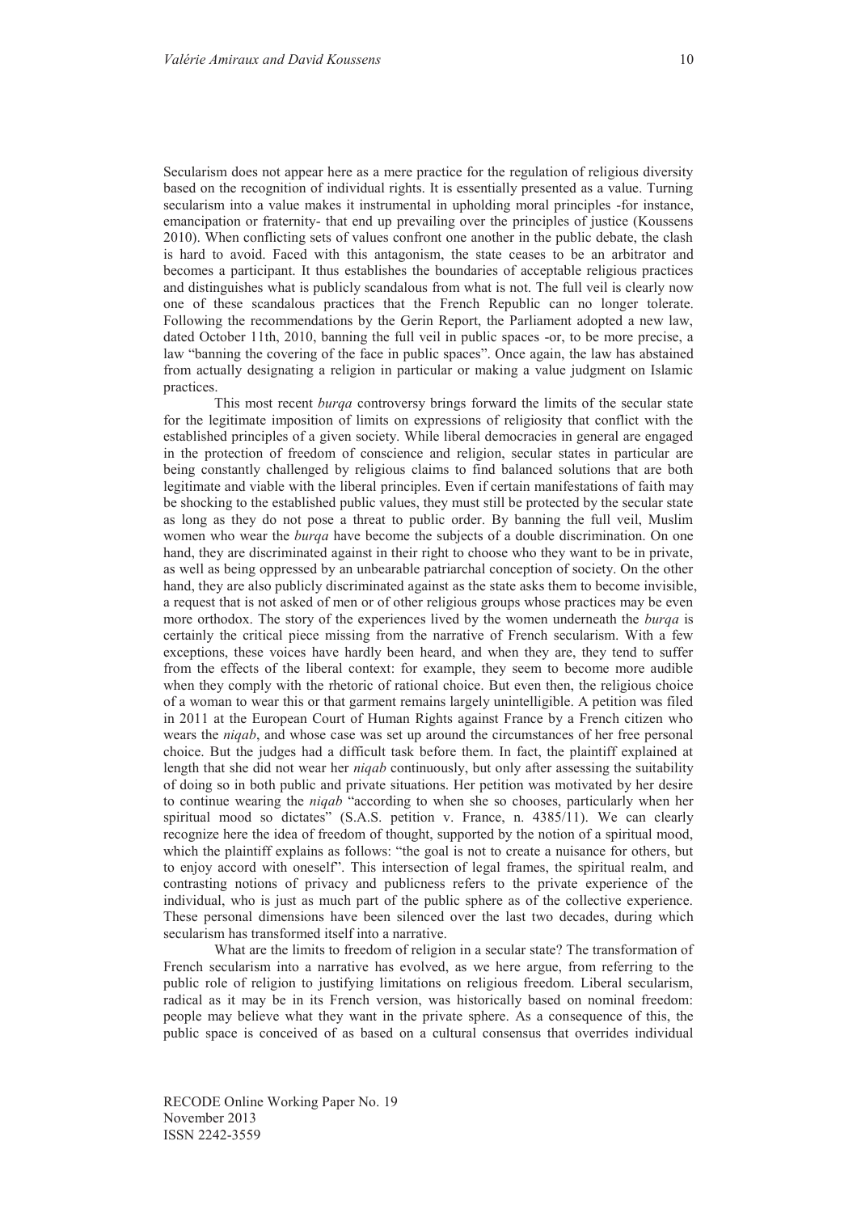Secularism does not appear here as a mere practice for the regulation of religious diversity based on the recognition of individual rights. It is essentially presented as a value. Turning secularism into a value makes it instrumental in upholding moral principles -for instance, emancipation or fraternity- that end up prevailing over the principles of justice (Koussens 2010). When conflicting sets of values confront one another in the public debate, the clash is hard to avoid. Faced with this antagonism, the state ceases to be an arbitrator and becomes a participant. It thus establishes the boundaries of acceptable religious practices and distinguishes what is publicly scandalous from what is not. The full veil is clearly now one of these scandalous practices that the French Republic can no longer tolerate. Following the recommendations by the Gerin Report, the Parliament adopted a new law, dated October 11th, 2010, banning the full veil in public spaces -or, to be more precise, a law "banning the covering of the face in public spaces". Once again, the law has abstained from actually designating a religion in particular or making a value judgment on Islamic practices.

This most recent *burqa* controversy brings forward the limits of the secular state for the legitimate imposition of limits on expressions of religiosity that conflict with the established principles of a given society. While liberal democracies in general are engaged in the protection of freedom of conscience and religion, secular states in particular are being constantly challenged by religious claims to find balanced solutions that are both legitimate and viable with the liberal principles. Even if certain manifestations of faith may be shocking to the established public values, they must still be protected by the secular state as long as they do not pose a threat to public order. By banning the full veil, Muslim women who wear the *burqa* have become the subjects of a double discrimination. On one hand, they are discriminated against in their right to choose who they want to be in private, as well as being oppressed by an unbearable patriarchal conception of society. On the other hand, they are also publicly discriminated against as the state asks them to become invisible, a request that is not asked of men or of other religious groups whose practices may be even more orthodox. The story of the experiences lived by the women underneath the *burqa* is certainly the critical piece missing from the narrative of French secularism. With a few exceptions, these voices have hardly been heard, and when they are, they tend to suffer from the effects of the liberal context: for example, they seem to become more audible when they comply with the rhetoric of rational choice. But even then, the religious choice of a woman to wear this or that garment remains largely unintelligible. A petition was filed in 2011 at the European Court of Human Rights against France by a French citizen who wears the *niqab*, and whose case was set up around the circumstances of her free personal choice. But the judges had a difficult task before them. In fact, the plaintiff explained at length that she did not wear her *niqab* continuously, but only after assessing the suitability of doing so in both public and private situations. Her petition was motivated by her desire to continue wearing the *niqab* "according to when she so chooses, particularly when her spiritual mood so dictates" (S.A.S. petition v. France, n. 4385/11). We can clearly recognize here the idea of freedom of thought, supported by the notion of a spiritual mood, which the plaintiff explains as follows: "the goal is not to create a nuisance for others, but to enjoy accord with oneself". This intersection of legal frames, the spiritual realm, and contrasting notions of privacy and publicness refers to the private experience of the individual, who is just as much part of the public sphere as of the collective experience. These personal dimensions have been silenced over the last two decades, during which secularism has transformed itself into a narrative.

What are the limits to freedom of religion in a secular state? The transformation of French secularism into a narrative has evolved, as we here argue, from referring to the public role of religion to justifying limitations on religious freedom. Liberal secularism, radical as it may be in its French version, was historically based on nominal freedom: people may believe what they want in the private sphere. As a consequence of this, the public space is conceived of as based on a cultural consensus that overrides individual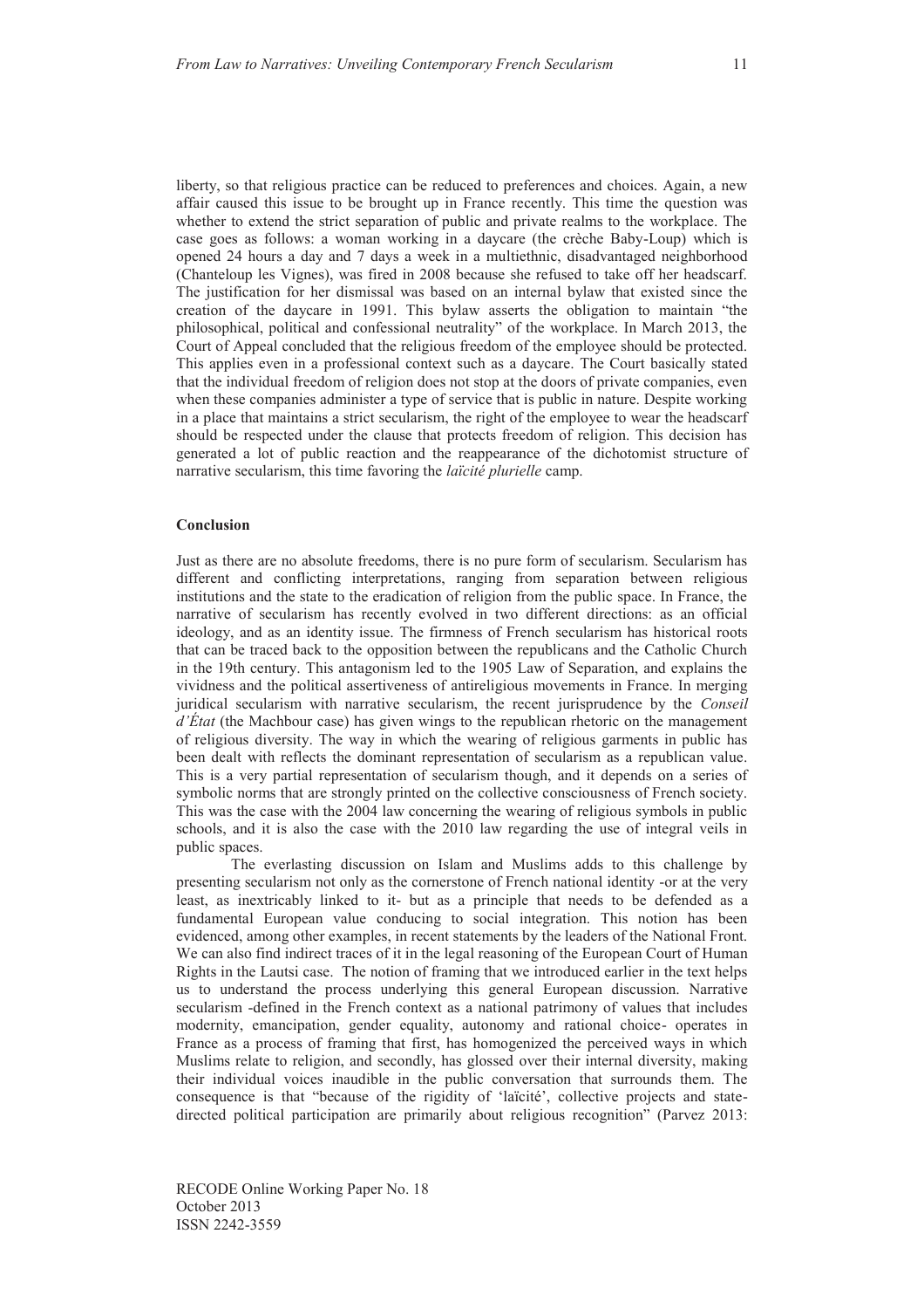liberty, so that religious practice can be reduced to preferences and choices. Again, a new affair caused this issue to be brought up in France recently. This time the question was whether to extend the strict separation of public and private realms to the workplace. The case goes as follows: a woman working in a daycare (the crèche Baby-Loup) which is opened 24 hours a day and 7 days a week in a multiethnic, disadvantaged neighborhood (Chanteloup les Vignes), was fired in 2008 because she refused to take off her headscarf. The justification for her dismissal was based on an internal bylaw that existed since the creation of the daycare in 1991. This bylaw asserts the obligation to maintain "the philosophical, political and confessional neutrality" of the workplace. In March 2013, the Court of Appeal concluded that the religious freedom of the employee should be protected. This applies even in a professional context such as a daycare. The Court basically stated that the individual freedom of religion does not stop at the doors of private companies, even when these companies administer a type of service that is public in nature. Despite working in a place that maintains a strict secularism, the right of the employee to wear the headscarf should be respected under the clause that protects freedom of religion. This decision has generated a lot of public reaction and the reappearance of the dichotomist structure of narrative secularism, this time favoring the *laïcité plurielle* camp.

**Conclusion**

Just as there are no absolute freedoms, there is no pure form of secularism. Secularism has different and conflicting interpretations, ranging from separation between religious institutions and the state to the eradication of religion from the public space. In France, the narrative of secularism has recently evolved in two different directions: as an official ideology, and as an identity issue. The firmness of French secularism has historical roots that can be traced back to the opposition between the republicans and the Catholic Church in the 19th century. This antagonism led to the 1905 Law of Separation, and explains the vividness and the political assertiveness of antireligious movements in France. In merging juridical secularism with narrative secularism, the recent jurisprudence by the *Conseil d'État* (the Machbour case) has given wings to the republican rhetoric on the management of religious diversity. The way in which the wearing of religious garments in public has been dealt with reflects the dominant representation of secularism as a republican value. This is a very partial representation of secularism though, and it depends on a series of symbolic norms that are strongly printed on the collective consciousness of French society. This was the case with the 2004 law concerning the wearing of religious symbols in public schools, and it is also the case with the 2010 law regarding the use of integral veils in public spaces.

The everlasting discussion on Islam and Muslims adds to this challenge by presenting secularism not only as the cornerstone of French national identity -or at the very least, as inextricably linked to it- but as a principle that needs to be defended as a fundamental European value conducing to social integration. This notion has been evidenced, among other examples, in recent statements by the leaders of the National Front. We can also find indirect traces of it in the legal reasoning of the European Court of Human Rights in the Lautsi case. The notion of framing that we introduced earlier in the text helps us to understand the process underlying this general European discussion. Narrative secularism -defined in the French context as a national patrimony of values that includes modernity, emancipation, gender equality, autonomy and rational choice- operates in France as a process of framing that first, has homogenized the perceived ways in which Muslims relate to religion, and secondly, has glossed over their internal diversity, making their individual voices inaudible in the public conversation that surrounds them. The consequence is that "because of the rigidity of 'laïcité', collective projects and state-directed political participation are primarily about religious recognition" (Parvez 2013: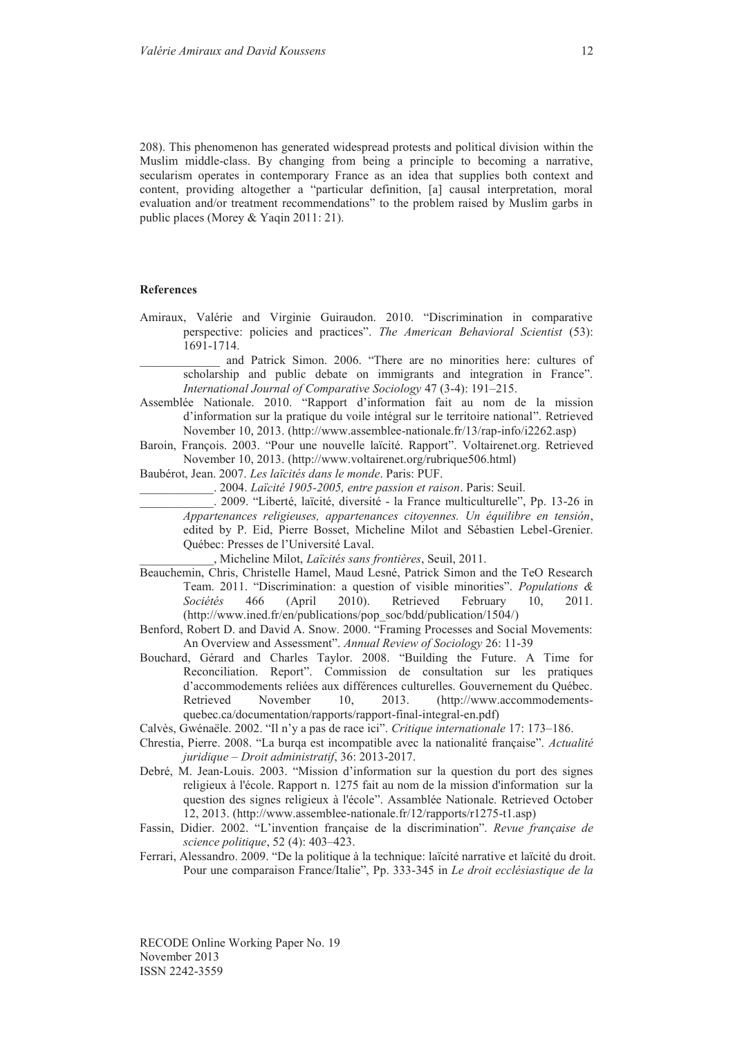208). This phenomenon has generated widespread protests and political division within the Muslim middle-class. By changing from being a principle to becoming a narrative, secularism operates in contemporary France as an idea that supplies both context and content, providing altogether a "particular definition, [a] causal interpretation, moral evaluation and/or treatment recommendations" to the problem raised by Muslim garbs in public places (Morey & Yaqin 2011: 21).

**References**

Amiraux, Valérie and Virginie Guiraudon. 2010. "Discrimination in comparative perspective: policies and practices". *The American Behavioral Scientist* (53): 1691-1714.

_____________ and Patrick Simon. 2006. "There are no minorities here: cultures of scholarship and public debate on immigrants and integration in France". *International Journal of Comparative Sociology* 47 (3-4): 191–215.

Assemblée Nationale. 2010. "Rapport d'information fait au nom de la mission d'information sur la pratique du voile intégral sur le territoire national". Retrieved November 10, 2013. (http://www.assemblee-nationale.fr/13/rap-info/i2262.asp)

Baroin, François. 2003. "Pour une nouvelle laïcité. Rapport". Voltairenet.org. Retrieved November 10, 2013. (http://www.voltairenet.org/rubrique506.html)

Baubérot, Jean. 2007. *Les laïcités dans le monde*. Paris: PUF.

____________. 2004. *Laïcité 1905-2005, entre passion et raison*. Paris: Seuil.

____________. 2009. "Liberté, laïcité, diversité - la France multiculturelle", Pp. 13-26 in *Appartenances religieuses, appartenances citoyennes. Un équilibre en tensión*, edited by P. Eid, Pierre Bosset, Micheline Milot and Sébastien Lebel-Grenier. Québec: Presses de l'Université Laval.

____________, Micheline Milot, *Laïcités sans frontières*, Seuil, 2011.

Beauchemin, Chris, Christelle Hamel, Maud Lesné, Patrick Simon and the TeO Research Team. 2011. "Discrimination: a question of visible minorities". *Populations & Sociétés* 466 (April 2010). Retrieved February 10, 2011. (http://www.ined.fr/en/publications/pop_soc/bdd/publication/1504/)

Benford, Robert D. and David A. Snow. 2000. "Framing Processes and Social Movements: An Overview and Assessment". *Annual Review of Sociology* 26: 11-39

Bouchard, Gérard and Charles Taylor. 2008. "Building the Future. A Time for Reconciliation. Report". Commission de consultation sur les pratiques d'accommodements reliées aux différences culturelles. Gouvernement du Québec. Retrieved November 10, 2013. (http://www.accommodements-quebec.ca/documentation/rapports/rapport-final-integral-en.pdf)

Calvès, Gwénaële. 2002. "Il n'y a pas de race ici". *Critique internationale* 17: 173–186.

Chrestia, Pierre. 2008. "La burqa est incompatible avec la nationalité française". *Actualité juridique – Droit administratif*, 36: 2013-2017.

Debré, M. Jean-Louis. 2003. "Mission d'information sur la question du port des signes religieux à l'école. Rapport n. 1275 fait au nom de la mission d'information sur la question des signes religieux à l'école". Assamblée Nationale. Retrieved October 12, 2013. (http://www.assemblee-nationale.fr/12/rapports/r1275-t1.asp)

Fassin, Didier. 2002. "L'invention française de la discrimination". *Revue française de science politique*, 52 (4): 403–423.

Ferrari, Alessandro. 2009. "De la politique à la technique: laïcité narrative et laïcité du droit. Pour une comparaison France/Italie", Pp. 333-345 in *Le droit ecclésiastique de la*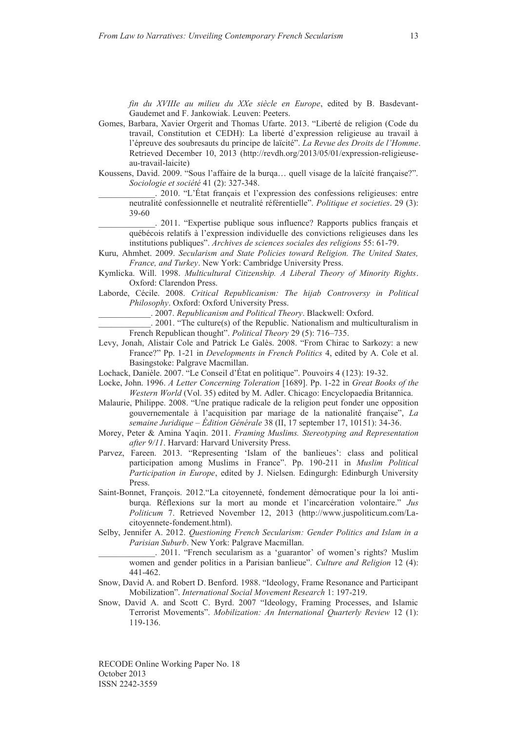*fin du XVIIIe au milieu du XXe siècle en Europe*, edited by B. Basdevant-Gaudemet and F. Jankowiak. Leuven: Peeters.

Gomes, Barbara, Xavier Orgerit and Thomas Ufarte. 2013. "Liberté de religion (Code du travail, Constitution et CEDH): La liberté d'expression religieuse au travail à l'épreuve des soubresauts du principe de laïcité". *La Revue des Droits de l'Homme*. Retrieved December 10, 2013 (http://revdh.org/2013/05/01/expression-religieuse-au-travail-laicite)

Koussens, David. 2009. "Sous l'affaire de la burqa… quell visage de la laïcité française?". *Sociologie et société* 41 (2): 327-348.

_____________. 2010. "L'État français et l'expression des confessions religieuses: entre neutralité confessionnelle et neutralité référentielle". *Politique et societies*. 29 (3): 39-60

_____________. 2011. "Expertise publique sous influence? Rapports publics français et québécois relatifs à l'expression individuelle des convictions religieuses dans les institutions publiques". *Archives de sciences sociales des religions* 55: 61-79.

Kuru, Ahmhet. 2009. *Secularism and State Policies toward Religion. The United States, France, and Turkey*. New York: Cambridge University Press.

Kymlicka. Will. 1998. *Multicultural Citizenship. A Liberal Theory of Minority Rights*. Oxford: Clarendon Press.

Laborde, Cécile. 2008. *Critical Republicanism: The hijab Controversy in Political Philosophy*. Oxford: Oxford University Press.

____________. 2007. *Republicanism and Political Theory*. Blackwell: Oxford.

____________. 2001. "The culture(s) of the Republic. Nationalism and multiculturalism in French Republican thought". *Political Theory* 29 (5): 716–735.

Levy, Jonah, Alistair Cole and Patrick Le Galès. 2008. "From Chirac to Sarkozy: a new France?" Pp. 1-21 in *Developments in French Politics* 4, edited by A. Cole et al. Basingstoke: Palgrave Macmillan.

Lochack, Danièle. 2007. "Le Conseil d'État en politique". Pouvoirs 4 (123): 19-32.

Locke, John. 1996. *A Letter Concerning Toleration* [1689]. Pp. 1-22 in *Great Books of the Western World* (Vol. 35) edited by M. Adler. Chicago: Encyclopaedia Britannica.

Malaurie, Philippe. 2008. "Une pratique radicale de la religion peut fonder une opposition gouvernementale à l'acquisition par mariage de la nationalité française", *La semaine Juridique – Édition Générale* 38 (II, 17 september 17, 10151): 34-36.

Morey, Peter & Amina Yaqin. 2011. *Framing Muslims. Stereotyping and Representation after 9/11*. Harvard: Harvard University Press.

Parvez, Fareen. 2013. "Representing 'Islam of the banlieues': class and political participation among Muslims in France". Pp. 190-211 in *Muslim Political Participation in Europe*, edited by J. Nielsen. Edingurgh: Edinburgh University Press.

Saint-Bonnet, François. 2012."La citoyenneté, fondement démocratique pour la loi anti-burqa. Réflexions sur la mort au monde et l'incarcération volontaire." *Jus Politicum* 7. Retrieved November 12, 2013 (http://www.juspoliticum.com/La-citoyennete-fondement.html).

Selby, Jennifer A. 2012. *Questioning French Secularism: Gender Politics and Islam in a Parisian Suburb*. New York: Palgrave Macmillan.

_____________. 2011. "French secularism as a 'guarantor' of women's rights? Muslim women and gender politics in a Parisian banlieue". *Culture and Religion* 12 (4): 441-462.

Snow, David A. and Robert D. Benford. 1988. "Ideology, Frame Resonance and Participant Mobilization". *International Social Movement Research* 1: 197-219.

Snow, David A. and Scott C. Byrd. 2007 "Ideology, Framing Processes, and Islamic Terrorist Movements". *Mobilization: An International Quarterly Review* 12 (1): 119-136.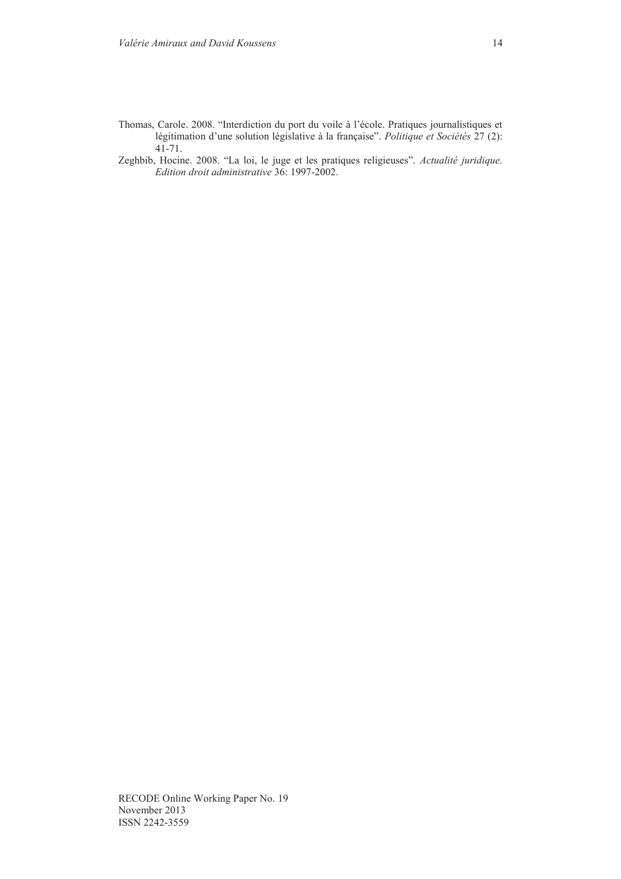Thomas, Carole. 2008. "Interdiction du port du voile à l'école. Pratiques journalistiques et légitimation d'une solution législative à la française". *Politique et Sociétés* 27 (2): 41-71.

Zeghbib, Hocine. 2008. "La loi, le juge et les pratiques religieuses". *Actualité juridique. Edition droit administrative* 36: 1997-2002.